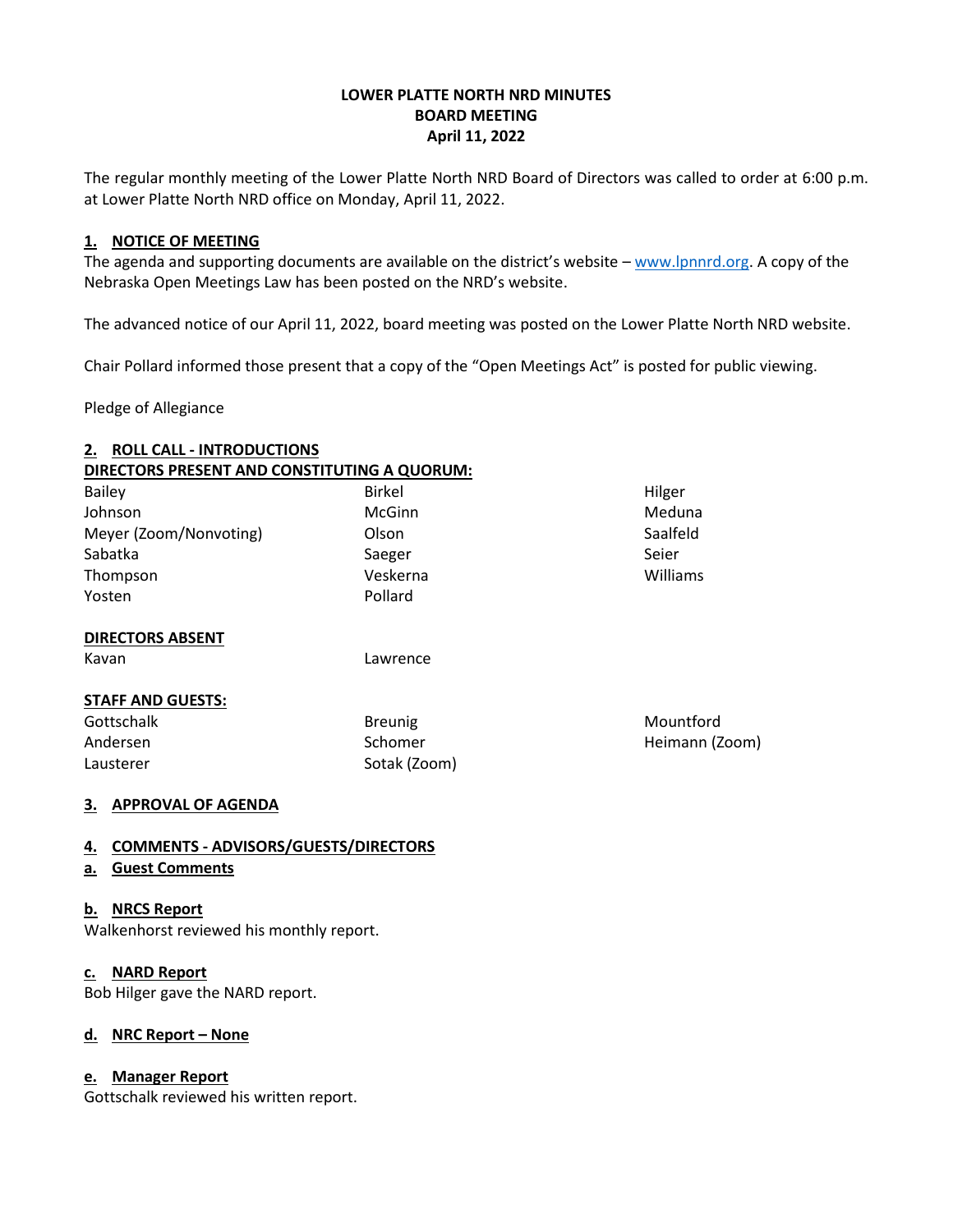# LOWER PLATTE NORTH NRD MINUTES
## BOARD MEETING
## April 11, 2022

The regular monthly meeting of the Lower Platte North NRD Board of Directors was called to order at 6:00 p.m. at Lower Platte North NRD office on Monday, April 11, 2022.

### 1. NOTICE OF MEETING

The agenda and supporting documents are available on the district's website – www.lpnnrd.org. A copy of the Nebraska Open Meetings Law has been posted on the NRD's website.

The advanced notice of our April 11, 2022, board meeting was posted on the Lower Platte North NRD website.

Chair Pollard informed those present that a copy of the "Open Meetings Act" is posted for public viewing.

Pledge of Allegiance

### 2. ROLL CALL - INTRODUCTIONS

**DIRECTORS PRESENT AND CONSTITUTING A QUORUM:**

| | | |
|---|---|---|
| Bailey | Birkel | Hilger |
| Johnson | McGinn | Meduna |
| Meyer (Zoom/Nonvoting) | Olson | Saalfeld |
| Sabatka | Saeger | Seier |
| Thompson | Veskerna | Williams |
| Yosten | Pollard | |

**DIRECTORS ABSENT**

| | |
|---|---|
| Kavan | Lawrence |

**STAFF AND GUESTS:**

| | | |
|---|---|---|
| Gottschalk | Breunig | Mountford |
| Andersen | Schomer | Heimann (Zoom) |
| Lausterer | Sotak (Zoom) | |

### 3. APPROVAL OF AGENDA

### 4. COMMENTS - ADVISORS/GUESTS/DIRECTORS

#### a. Guest Comments

#### b. NRCS Report

Walkenhorst reviewed his monthly report.

#### c. NARD Report

Bob Hilger gave the NARD report.

#### d. NRC Report – None

#### e. Manager Report

Gottschalk reviewed his written report.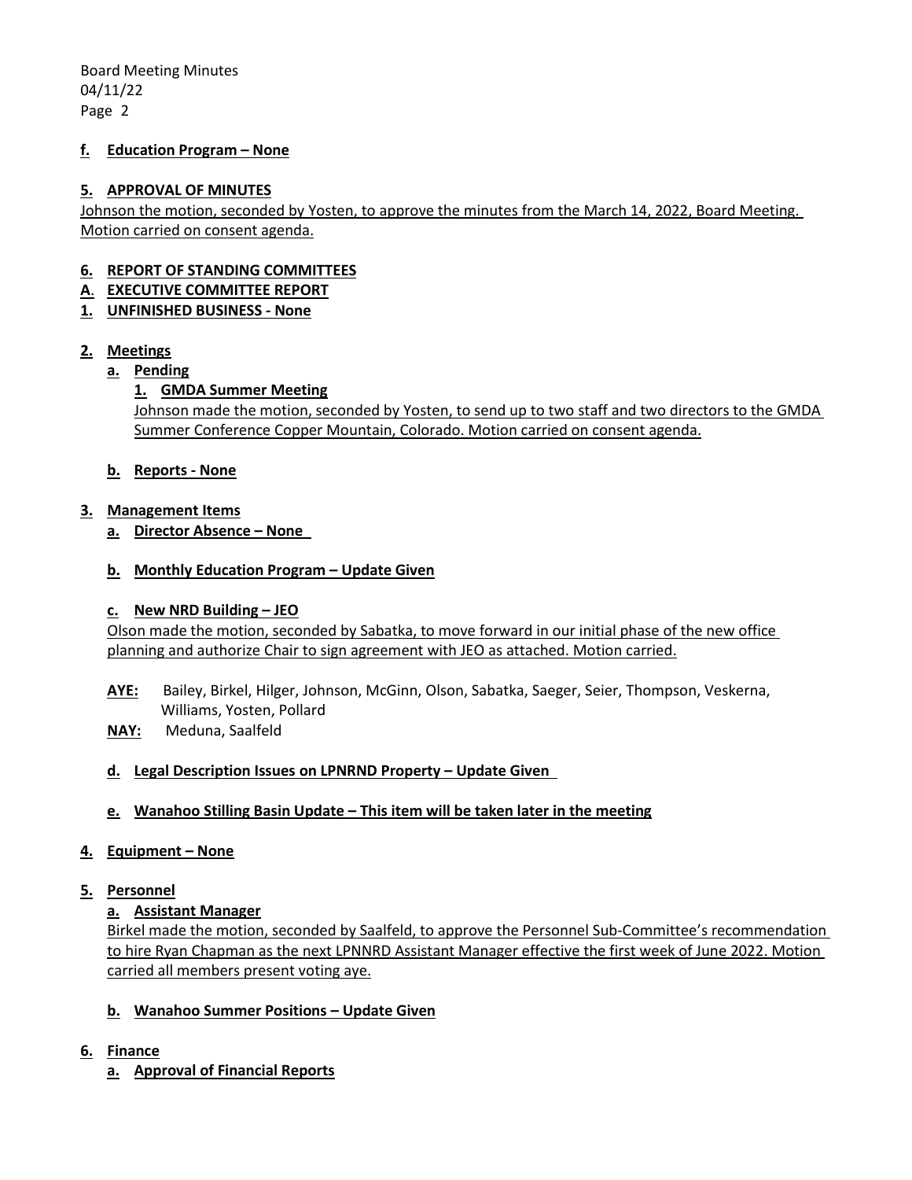**f. Education Program – None**

**5. APPROVAL OF MINUTES**

Johnson the motion, seconded by Yosten, to approve the minutes from the March 14, 2022, Board Meeting. Motion carried on consent agenda.

**6. REPORT OF STANDING COMMITTEES**

**A. EXECUTIVE COMMITTEE REPORT**

**1. UNFINISHED BUSINESS - None**

**2. Meetings**

**a. Pending**

**1. GMDA Summer Meeting**

Johnson made the motion, seconded by Yosten, to send up to two staff and two directors to the GMDA Summer Conference Copper Mountain, Colorado. Motion carried on consent agenda.

**b. Reports - None**

**3. Management Items**

**a. Director Absence – None**

**b. Monthly Education Program – Update Given**

**c. New NRD Building – JEO**

Olson made the motion, seconded by Sabatka, to move forward in our initial phase of the new office planning and authorize Chair to sign agreement with JEO as attached. Motion carried.

**AYE:** Bailey, Birkel, Hilger, Johnson, McGinn, Olson, Sabatka, Saeger, Seier, Thompson, Veskerna, Williams, Yosten, Pollard

**NAY:** Meduna, Saalfeld

**d. Legal Description Issues on LPNRND Property – Update Given**

**e. Wanahoo Stilling Basin Update – This item will be taken later in the meeting**

**4. Equipment – None**

**5. Personnel**

**a. Assistant Manager**

Birkel made the motion, seconded by Saalfeld, to approve the Personnel Sub-Committee's recommendation to hire Ryan Chapman as the next LPNRND Assistant Manager effective the first week of June 2022. Motion carried all members present voting aye.

**b. Wanahoo Summer Positions – Update Given**

**6. Finance**

**a. Approval of Financial Reports**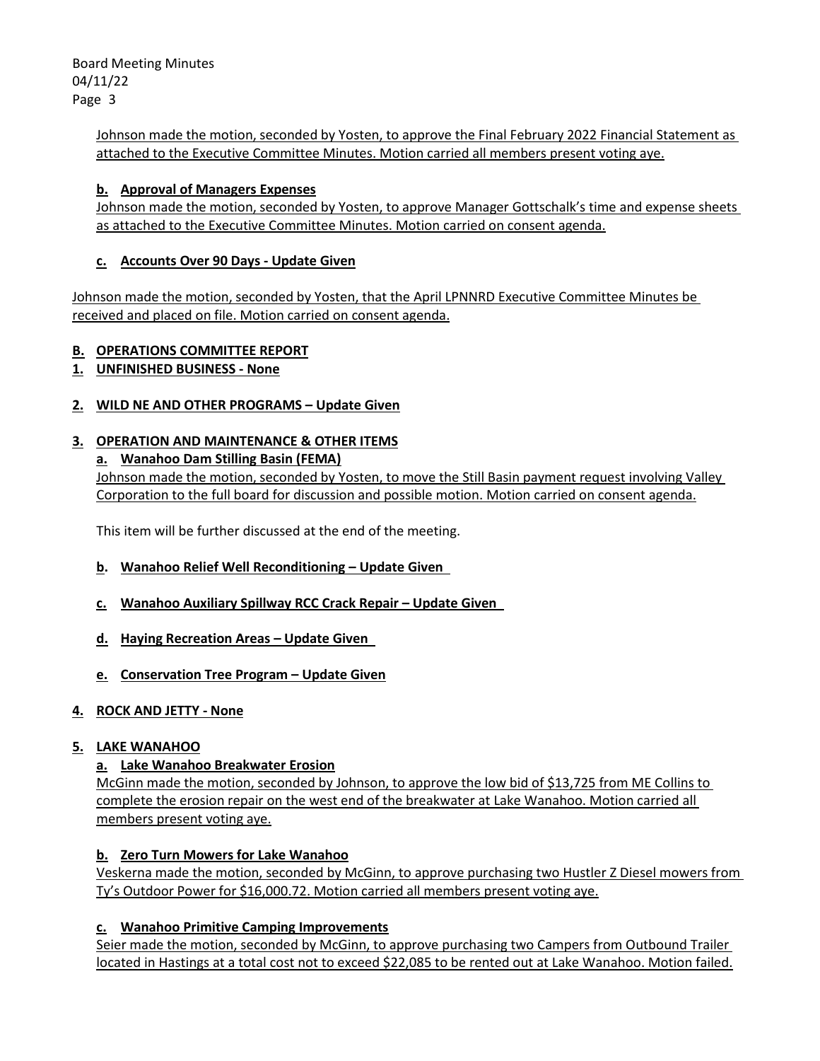Johnson made the motion, seconded by Yosten, to approve the Final February 2022 Financial Statement as attached to the Executive Committee Minutes. Motion carried all members present voting aye.

**b. Approval of Managers Expenses**

Johnson made the motion, seconded by Yosten, to approve Manager Gottschalk's time and expense sheets as attached to the Executive Committee Minutes. Motion carried on consent agenda.

**c. Accounts Over 90 Days - Update Given**

Johnson made the motion, seconded by Yosten, that the April LPNNRD Executive Committee Minutes be received and placed on file. Motion carried on consent agenda.

**B. OPERATIONS COMMITTEE REPORT**

**1. UNFINISHED BUSINESS - None**

**2. WILD NE AND OTHER PROGRAMS – Update Given**

**3. OPERATION AND MAINTENANCE & OTHER ITEMS**

**a. Wanahoo Dam Stilling Basin (FEMA)**

Johnson made the motion, seconded by Yosten, to move the Still Basin payment request involving Valley Corporation to the full board for discussion and possible motion. Motion carried on consent agenda.

This item will be further discussed at the end of the meeting.

**b. Wanahoo Relief Well Reconditioning – Update Given**

**c. Wanahoo Auxiliary Spillway RCC Crack Repair – Update Given**

**d. Haying Recreation Areas – Update Given**

**e. Conservation Tree Program – Update Given**

**4. ROCK AND JETTY - None**

**5. LAKE WANAHOO**

**a. Lake Wanahoo Breakwater Erosion**

McGinn made the motion, seconded by Johnson, to approve the low bid of $13,725 from ME Collins to complete the erosion repair on the west end of the breakwater at Lake Wanahoo. Motion carried all members present voting aye.

**b. Zero Turn Mowers for Lake Wanahoo**

Veskerna made the motion, seconded by McGinn, to approve purchasing two Hustler Z Diesel mowers from Ty's Outdoor Power for $16,000.72. Motion carried all members present voting aye.

**c. Wanahoo Primitive Camping Improvements**

Seier made the motion, seconded by McGinn, to approve purchasing two Campers from Outbound Trailer located in Hastings at a total cost not to exceed $22,085 to be rented out at Lake Wanahoo. Motion failed.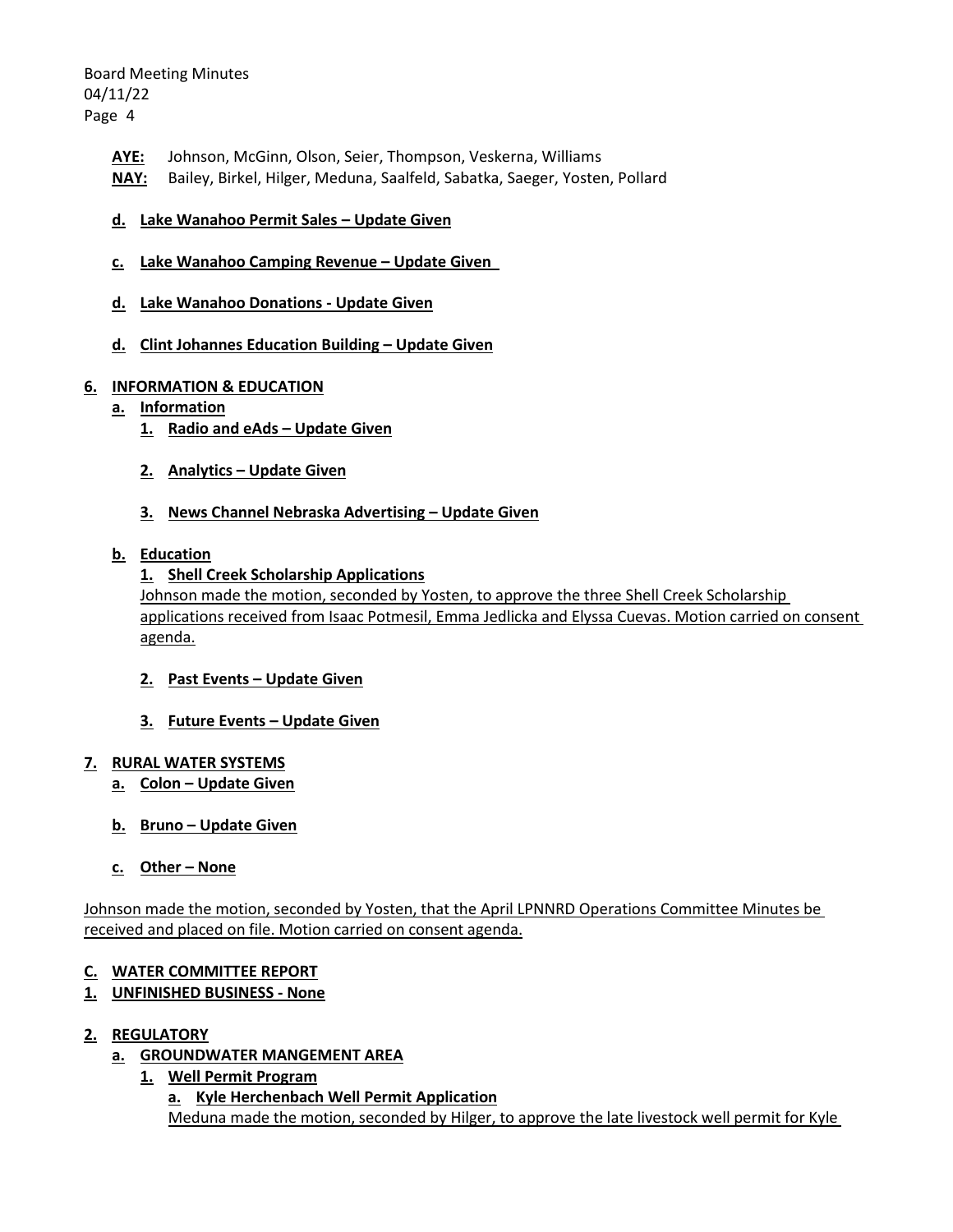**AYE:** Johnson, McGinn, Olson, Seier, Thompson, Veskerna, Williams
**NAY:** Bailey, Birkel, Hilger, Meduna, Saalfeld, Sabatka, Saeger, Yosten, Pollard

**d. Lake Wanahoo Permit Sales – Update Given**

**c. Lake Wanahoo Camping Revenue – Update Given**

**d. Lake Wanahoo Donations - Update Given**

**d. Clint Johannes Education Building – Update Given**

**6. INFORMATION & EDUCATION**

**a. Information**

**1. Radio and eAds – Update Given**

**2. Analytics – Update Given**

**3. News Channel Nebraska Advertising – Update Given**

**b. Education**

**1. Shell Creek Scholarship Applications**

Johnson made the motion, seconded by Yosten, to approve the three Shell Creek Scholarship applications received from Isaac Potmesil, Emma Jedlicka and Elyssa Cuevas. Motion carried on consent agenda.

**2. Past Events – Update Given**

**3. Future Events – Update Given**

**7. RURAL WATER SYSTEMS**

**a. Colon – Update Given**

**b. Bruno – Update Given**

**c. Other – None**

Johnson made the motion, seconded by Yosten, that the April LPNNRD Operations Committee Minutes be received and placed on file. Motion carried on consent agenda.

**C. WATER COMMITTEE REPORT**

**1. UNFINISHED BUSINESS - None**

**2. REGULATORY**

**a. GROUNDWATER MANGEMENT AREA**

**1. Well Permit Program**

**a. Kyle Herchenbach Well Permit Application**

Meduna made the motion, seconded by Hilger, to approve the late livestock well permit for Kyle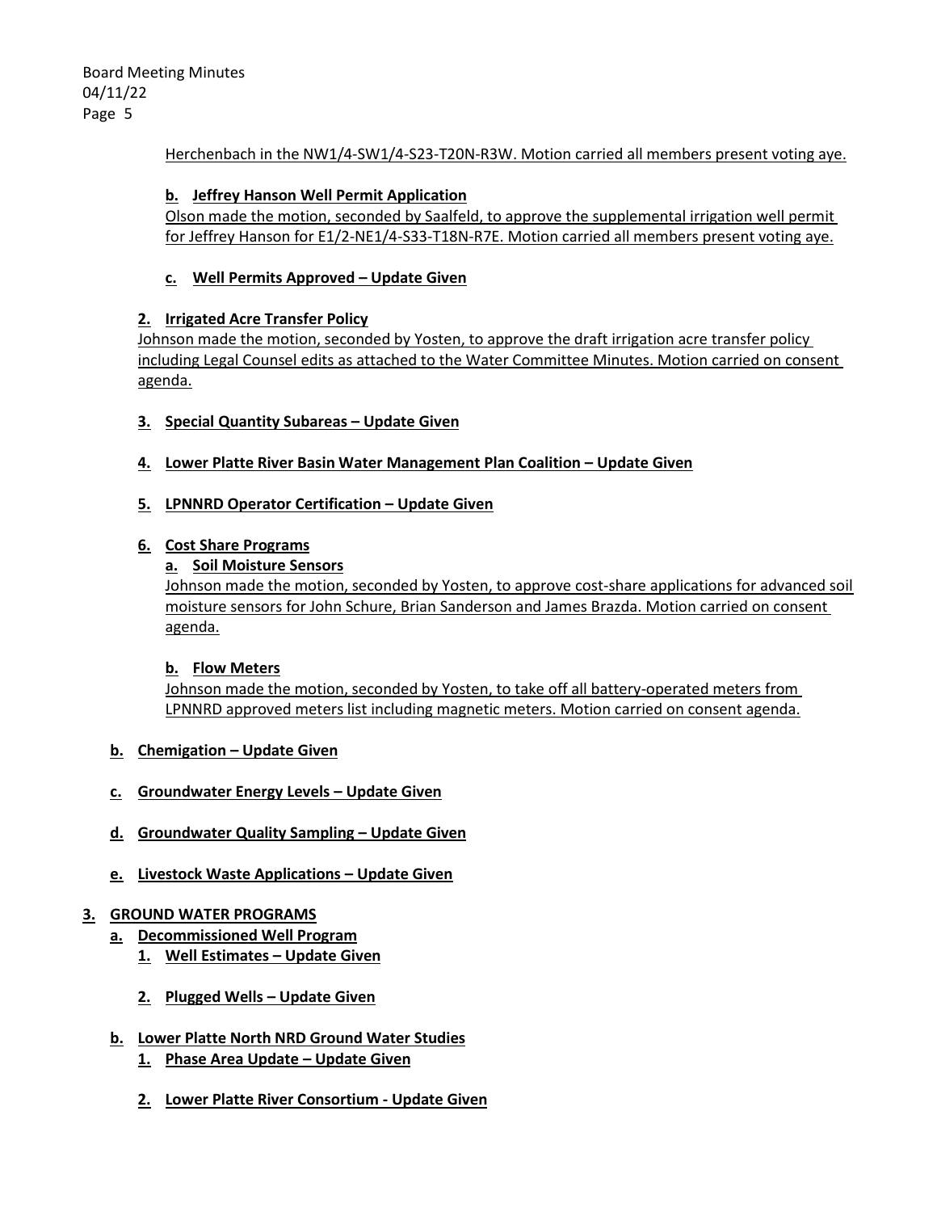Herchenbach in the NW1/4-SW1/4-S23-T20N-R3W. Motion carried all members present voting aye.

**b. Jeffrey Hanson Well Permit Application**

Olson made the motion, seconded by Saalfeld, to approve the supplemental irrigation well permit for Jeffrey Hanson for E1/2-NE1/4-S33-T18N-R7E. Motion carried all members present voting aye.

**c. Well Permits Approved – Update Given**

**2. Irrigated Acre Transfer Policy**

Johnson made the motion, seconded by Yosten, to approve the draft irrigation acre transfer policy including Legal Counsel edits as attached to the Water Committee Minutes. Motion carried on consent agenda.

**3. Special Quantity Subareas – Update Given**

**4. Lower Platte River Basin Water Management Plan Coalition – Update Given**

**5. LPNNRD Operator Certification – Update Given**

**6. Cost Share Programs**

**a. Soil Moisture Sensors**

Johnson made the motion, seconded by Yosten, to approve cost-share applications for advanced soil moisture sensors for John Schure, Brian Sanderson and James Brazda. Motion carried on consent agenda.

**b. Flow Meters**

Johnson made the motion, seconded by Yosten, to take off all battery-operated meters from LPNNRD approved meters list including magnetic meters. Motion carried on consent agenda.

**b. Chemigation – Update Given**

**c. Groundwater Energy Levels – Update Given**

**d. Groundwater Quality Sampling – Update Given**

**e. Livestock Waste Applications – Update Given**

**3. GROUND WATER PROGRAMS**

**a. Decommissioned Well Program**

**1. Well Estimates – Update Given**

**2. Plugged Wells – Update Given**

**b. Lower Platte North NRD Ground Water Studies**

**1. Phase Area Update – Update Given**

**2. Lower Platte River Consortium - Update Given**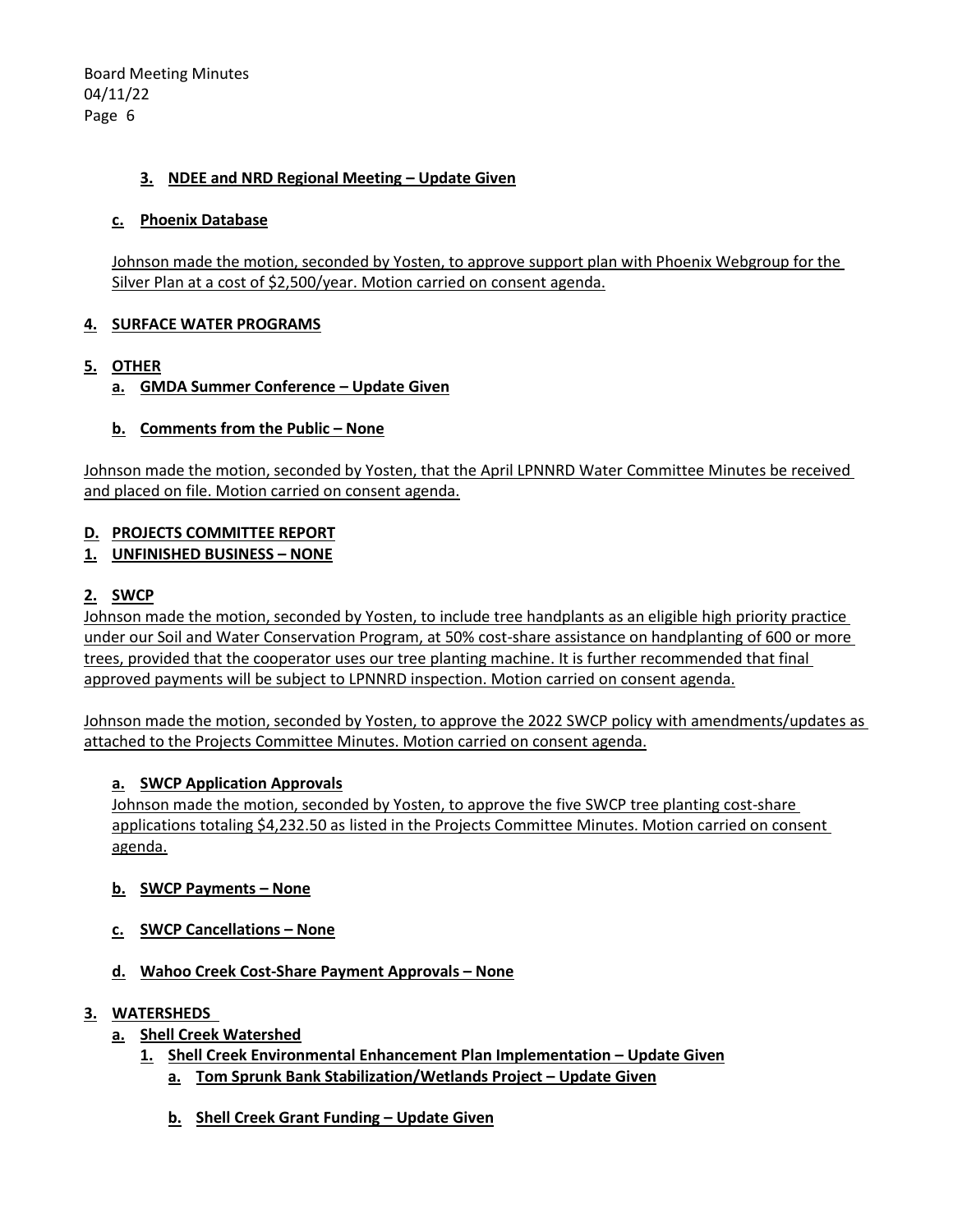**3. NDEE and NRD Regional Meeting – Update Given**

**c. Phoenix Database**

Johnson made the motion, seconded by Yosten, to approve support plan with Phoenix Webgroup for the Silver Plan at a cost of $2,500/year. Motion carried on consent agenda.

**4. SURFACE WATER PROGRAMS**

**5. OTHER**

**a. GMDA Summer Conference – Update Given**

**b. Comments from the Public – None**

Johnson made the motion, seconded by Yosten, that the April LPNNRD Water Committee Minutes be received and placed on file. Motion carried on consent agenda.

**D. PROJECTS COMMITTEE REPORT**

**1. UNFINISHED BUSINESS – NONE**

**2. SWCP**

Johnson made the motion, seconded by Yosten, to include tree handplants as an eligible high priority practice under our Soil and Water Conservation Program, at 50% cost-share assistance on handplanting of 600 or more trees, provided that the cooperator uses our tree planting machine. It is further recommended that final approved payments will be subject to LPNNRD inspection. Motion carried on consent agenda.

Johnson made the motion, seconded by Yosten, to approve the 2022 SWCP policy with amendments/updates as attached to the Projects Committee Minutes. Motion carried on consent agenda.

**a. SWCP Application Approvals**

Johnson made the motion, seconded by Yosten, to approve the five SWCP tree planting cost-share applications totaling $4,232.50 as listed in the Projects Committee Minutes. Motion carried on consent agenda.

**b. SWCP Payments – None**

**c. SWCP Cancellations – None**

**d. Wahoo Creek Cost-Share Payment Approvals – None**

**3. WATERSHEDS**

**a. Shell Creek Watershed**

**1. Shell Creek Environmental Enhancement Plan Implementation – Update Given**

**a. Tom Sprunk Bank Stabilization/Wetlands Project – Update Given**

**b. Shell Creek Grant Funding – Update Given**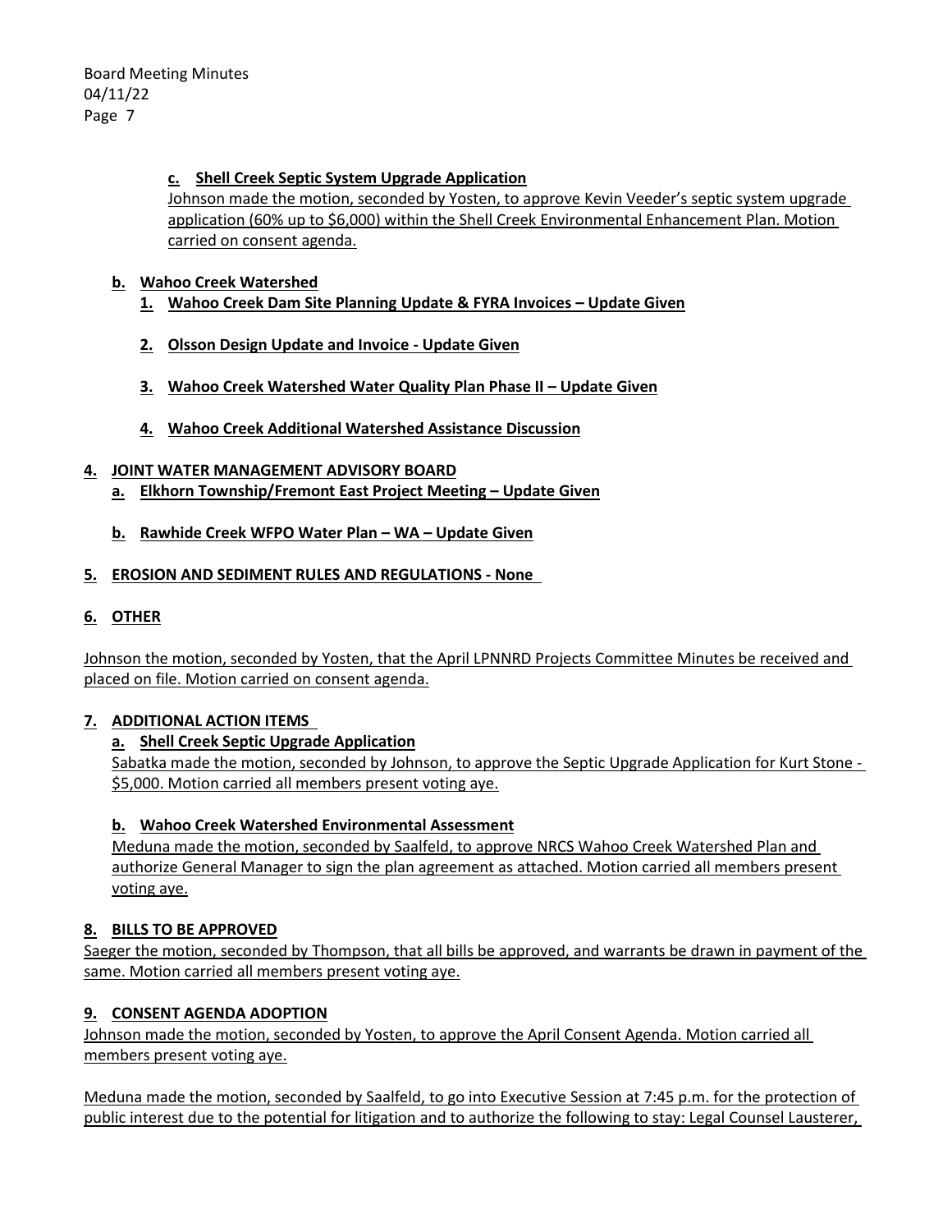**c. Shell Creek Septic System Upgrade Application**
Johnson made the motion, seconded by Yosten, to approve Kevin Veeder's septic system upgrade application (60% up to $6,000) within the Shell Creek Environmental Enhancement Plan. Motion carried on consent agenda.

**b. Wahoo Creek Watershed**

1. **Wahoo Creek Dam Site Planning Update & FYRA Invoices – Update Given**
2. **Olsson Design Update and Invoice - Update Given**
3. **Wahoo Creek Watershed Water Quality Plan Phase II – Update Given**
4. **Wahoo Creek Additional Watershed Assistance Discussion**

**4. JOINT WATER MANAGEMENT ADVISORY BOARD**

**a. Elkhorn Township/Fremont East Project Meeting – Update Given**

**b. Rawhide Creek WFPO Water Plan – WA – Update Given**

**5. EROSION AND SEDIMENT RULES AND REGULATIONS - None**

**6. OTHER**

Johnson the motion, seconded by Yosten, that the April LPNNRD Projects Committee Minutes be received and placed on file. Motion carried on consent agenda.

**7. ADDITIONAL ACTION ITEMS**

**a. Shell Creek Septic Upgrade Application**
Sabatka made the motion, seconded by Johnson, to approve the Septic Upgrade Application for Kurt Stone - $5,000. Motion carried all members present voting aye.

**b. Wahoo Creek Watershed Environmental Assessment**
Meduna made the motion, seconded by Saalfeld, to approve NRCS Wahoo Creek Watershed Plan and authorize General Manager to sign the plan agreement as attached. Motion carried all members present voting aye.

**8. BILLS TO BE APPROVED**
Saeger the motion, seconded by Thompson, that all bills be approved, and warrants be drawn in payment of the same. Motion carried all members present voting aye.

**9. CONSENT AGENDA ADOPTION**
Johnson made the motion, seconded by Yosten, to approve the April Consent Agenda. Motion carried all members present voting aye.

Meduna made the motion, seconded by Saalfeld, to go into Executive Session at 7:45 p.m. for the protection of public interest due to the potential for litigation and to authorize the following to stay: Legal Counsel Lausterer,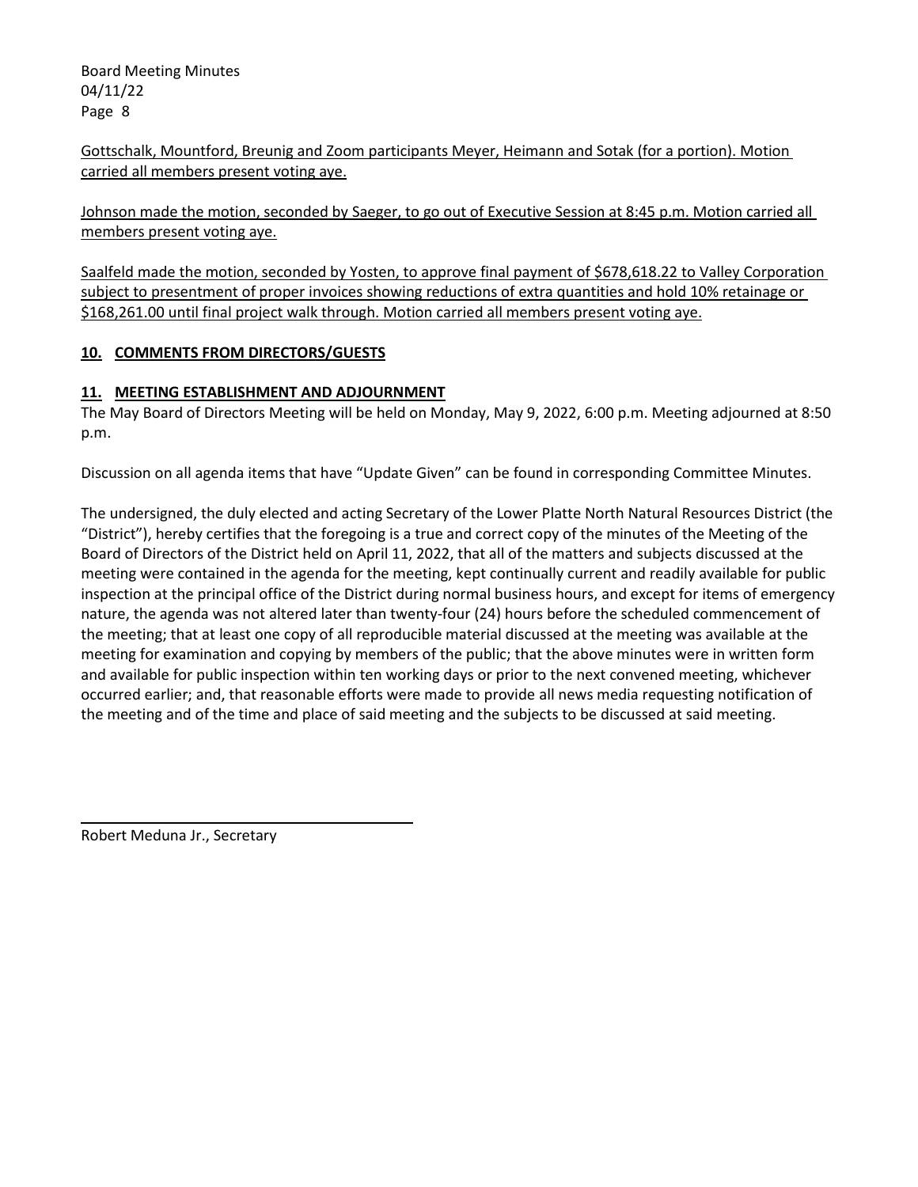Gottschalk, Mountford, Breunig and Zoom participants Meyer, Heimann and Sotak (for a portion). Motion carried all members present voting aye.

Johnson made the motion, seconded by Saeger, to go out of Executive Session at 8:45 p.m. Motion carried all members present voting aye.

Saalfeld made the motion, seconded by Yosten, to approve final payment of $678,618.22 to Valley Corporation subject to presentment of proper invoices showing reductions of extra quantities and hold 10% retainage or $168,261.00 until final project walk through. Motion carried all members present voting aye.

## 10. COMMENTS FROM DIRECTORS/GUESTS

## 11. MEETING ESTABLISHMENT AND ADJOURNMENT

The May Board of Directors Meeting will be held on Monday, May 9, 2022, 6:00 p.m. Meeting adjourned at 8:50 p.m.

Discussion on all agenda items that have "Update Given" can be found in corresponding Committee Minutes.

The undersigned, the duly elected and acting Secretary of the Lower Platte North Natural Resources District (the "District"), hereby certifies that the foregoing is a true and correct copy of the minutes of the Meeting of the Board of Directors of the District held on April 11, 2022, that all of the matters and subjects discussed at the meeting were contained in the agenda for the meeting, kept continually current and readily available for public inspection at the principal office of the District during normal business hours, and except for items of emergency nature, the agenda was not altered later than twenty-four (24) hours before the scheduled commencement of the meeting; that at least one copy of all reproducible material discussed at the meeting was available at the meeting for examination and copying by members of the public; that the above minutes were in written form and available for public inspection within ten working days or prior to the next convened meeting, whichever occurred earlier; and, that reasonable efforts were made to provide all news media requesting notification of the meeting and of the time and place of said meeting and the subjects to be discussed at said meeting.

Robert Meduna Jr., Secretary